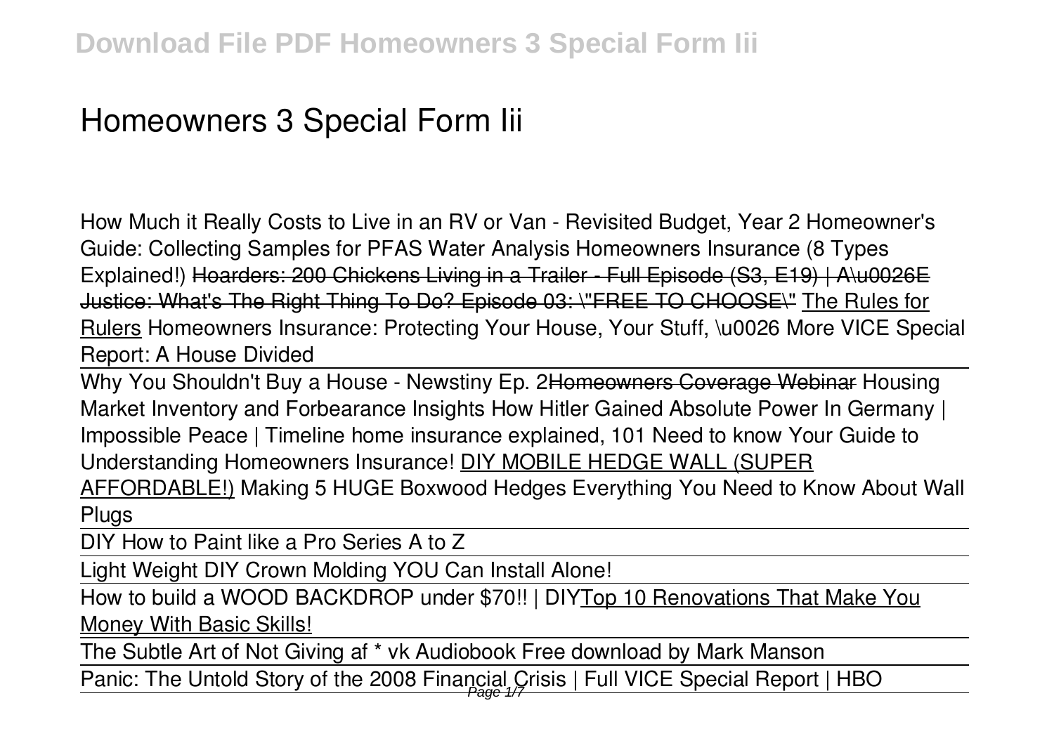# Homeowners 3 Special Form Iii

How Much it Really Costs to Live in an RV or Van - Revisited Budget, Year 2 Homeowner's Guide: Collecting Samples for PFAS Water Analysis Homeowners Insurance (8 Types Explained!) ~~Hoarders: 200 Chickens Living in a Trailer - Full Episode (S3, E19) | A\u0026E~~ ~~Justice: What's The Right Thing To Do? Episode 03: \"FREE TO CHOOSE\"~~ The Rules for Rulers Homeowners Insurance: Protecting Your House, Your Stuff, \u0026 More VICE Special Report: A House Divided

Why You Shouldn't Buy a House - Newstiny Ep. 2~~Homeowners Coverage Webinar~~ Housing Market Inventory and Forbearance Insights How Hitler Gained Absolute Power In Germany | Impossible Peace | Timeline home insurance explained, 101 Need to know Your Guide to Understanding Homeowners Insurance! DIY MOBILE HEDGE WALL (SUPER AFFORDABLE!) Making 5 HUGE Boxwood Hedges Everything You Need to Know About Wall Plugs

DIY How to Paint like a Pro Series A to Z

Light Weight DIY Crown Molding YOU Can Install Alone!

How to build a WOOD BACKDROP under $70!! | DIYTop 10 Renovations That Make You Money With Basic Skills!

The Subtle Art of Not Giving af * vk Audiobook Free download by Mark Manson

Panic: The Untold Story of the 2008 Financial Crisis | Full VICE Special Report | HBO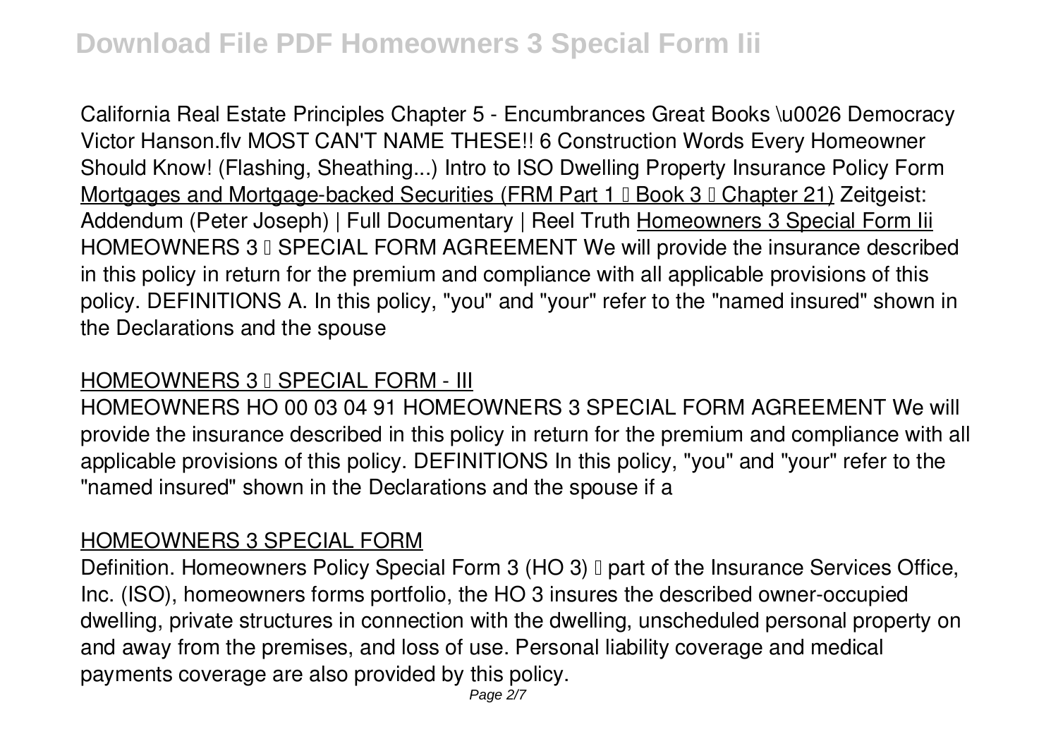California Real Estate Principles Chapter 5 - Encumbrances Great Books \u0026 Democracy Victor Hanson.flv MOST CAN'T NAME THESE!! 6 Construction Words Every Homeowner Should Know! (Flashing, Sheathing...) Intro to ISO Dwelling Property Insurance Policy Form Mortgages and Mortgage-backed Securities (FRM Part 1 – Book 3 – Chapter 21) Zeitgeist: Addendum (Peter Joseph) | Full Documentary | Reel Truth Homeowners 3 Special Form Iii

HOMEOWNERS 3 – SPECIAL FORM AGREEMENT We will provide the insurance described in this policy in return for the premium and compliance with all applicable provisions of this policy. DEFINITIONS A. In this policy, "you" and "your" refer to the "named insured" shown in the Declarations and the spouse

## HOMEOWNERS 3 – SPECIAL FORM - III

HOMEOWNERS HO 00 03 04 91 HOMEOWNERS 3 SPECIAL FORM AGREEMENT We will provide the insurance described in this policy in return for the premium and compliance with all applicable provisions of this policy. DEFINITIONS In this policy, "you" and "your" refer to the "named insured" shown in the Declarations and the spouse if a

## HOMEOWNERS 3 SPECIAL FORM

Definition. Homeowners Policy Special Form 3 (HO 3) — part of the Insurance Services Office, Inc. (ISO), homeowners forms portfolio, the HO 3 insures the described owner-occupied dwelling, private structures in connection with the dwelling, unscheduled personal property on and away from the premises, and loss of use. Personal liability coverage and medical payments coverage are also provided by this policy.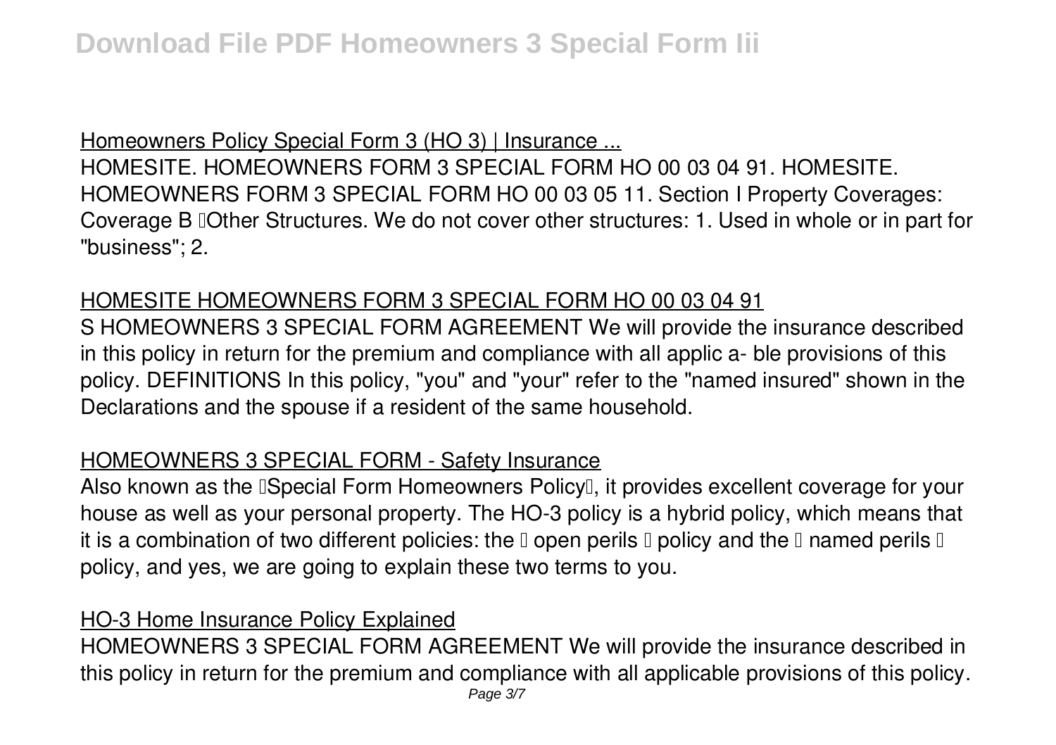## Homeowners Policy Special Form 3 (HO 3) | Insurance ...

HOMESITE. HOMEOWNERS FORM 3 SPECIAL FORM HO 00 03 04 91. HOMESITE. HOMEOWNERS FORM 3 SPECIAL FORM HO 00 03 05 11. Section I Property Coverages: Coverage B "Other Structures. We do not cover other structures: 1. Used in whole or in part for "business"; 2.

## HOMESITE HOMEOWNERS FORM 3 SPECIAL FORM HO 00 03 04 91

S HOMEOWNERS 3 SPECIAL FORM AGREEMENT We will provide the insurance described in this policy in return for the premium and compliance with all applic a- ble provisions of this policy. DEFINITIONS In this policy, "you" and "your" refer to the "named insured" shown in the Declarations and the spouse if a resident of the same household.

## HOMEOWNERS 3 SPECIAL FORM - Safety Insurance

Also known as the "Special Form Homeowners Policy", it provides excellent coverage for your house as well as your personal property. The HO-3 policy is a hybrid policy, which means that it is a combination of two different policies: the " open perils " policy and the " named perils " policy, and yes, we are going to explain these two terms to you.

## HO-3 Home Insurance Policy Explained

HOMEOWNERS 3 SPECIAL FORM AGREEMENT We will provide the insurance described in this policy in return for the premium and compliance with all applicable provisions of this policy.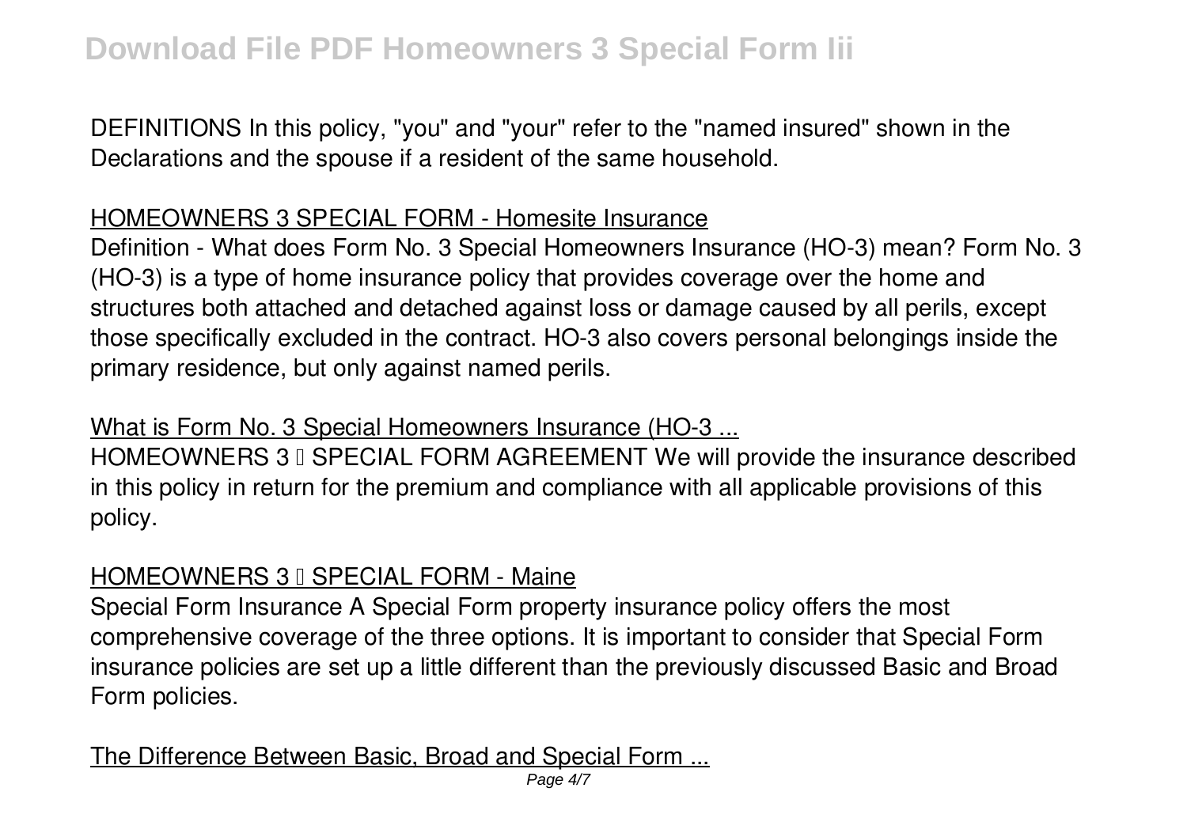DEFINITIONS In this policy, "you" and "your" refer to the "named insured" shown in the Declarations and the spouse if a resident of the same household.

## HOMEOWNERS 3 SPECIAL FORM - Homesite Insurance

Definition - What does Form No. 3 Special Homeowners Insurance (HO-3) mean? Form No. 3 (HO-3) is a type of home insurance policy that provides coverage over the home and structures both attached and detached against loss or damage caused by all perils, except those specifically excluded in the contract. HO-3 also covers personal belongings inside the primary residence, but only against named perils.

## What is Form No. 3 Special Homeowners Insurance (HO-3 ...

HOMEOWNERS 3 – SPECIAL FORM AGREEMENT We will provide the insurance described in this policy in return for the premium and compliance with all applicable provisions of this policy.

## HOMEOWNERS 3 – SPECIAL FORM - Maine

Special Form Insurance A Special Form property insurance policy offers the most comprehensive coverage of the three options. It is important to consider that Special Form insurance policies are set up a little different than the previously discussed Basic and Broad Form policies.

## The Difference Between Basic, Broad and Special Form ...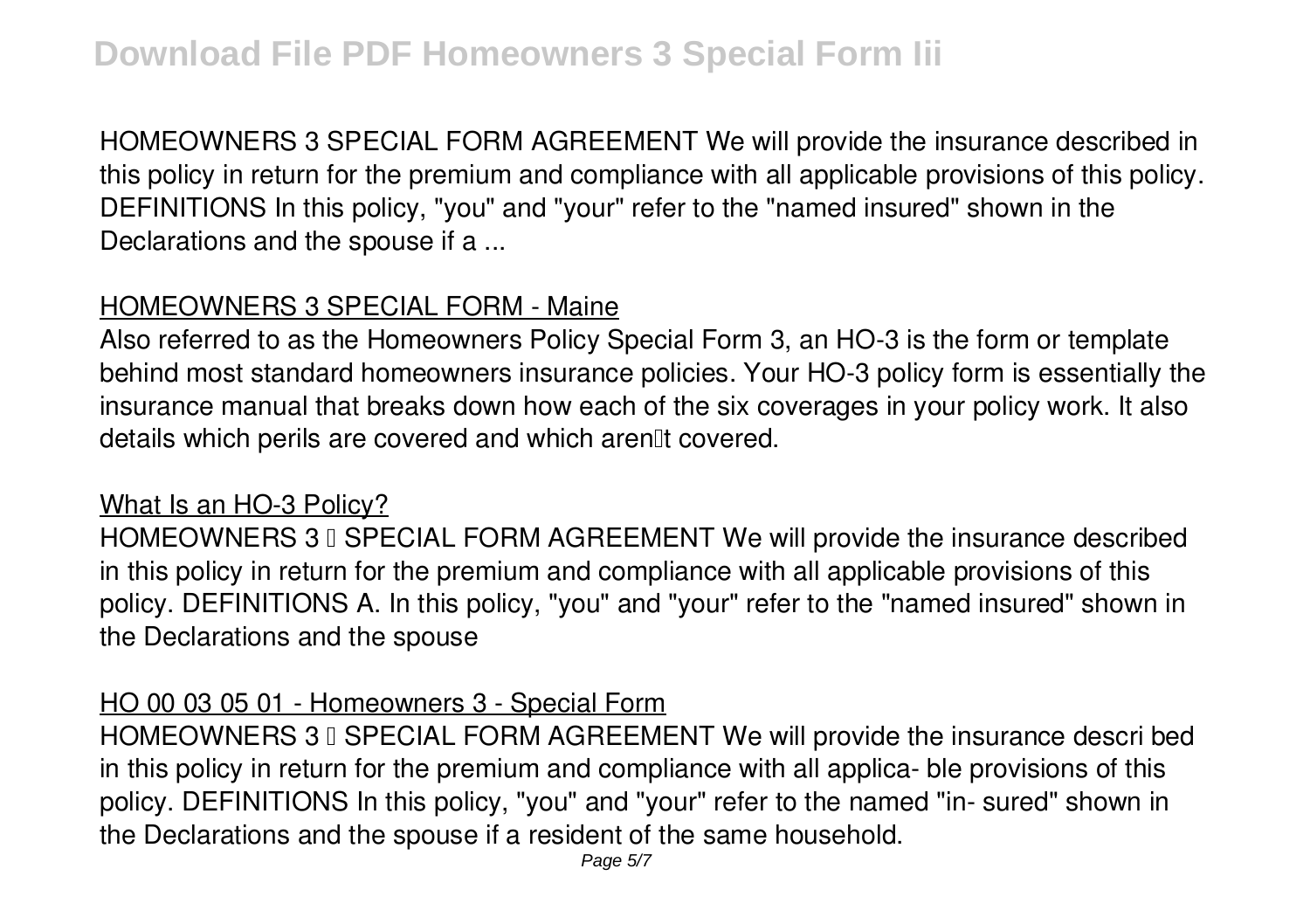HOMEOWNERS 3 SPECIAL FORM AGREEMENT We will provide the insurance described in this policy in return for the premium and compliance with all applicable provisions of this policy. DEFINITIONS In this policy, "you" and "your" refer to the "named insured" shown in the Declarations and the spouse if a ...

## HOMEOWNERS 3 SPECIAL FORM - Maine

Also referred to as the Homeowners Policy Special Form 3, an HO-3 is the form or template behind most standard homeowners insurance policies. Your HO-3 policy form is essentially the insurance manual that breaks down how each of the six coverages in your policy work. It also details which perils are covered and which aren't covered.

## What Is an HO-3 Policy?

HOMEOWNERS 3 – SPECIAL FORM AGREEMENT We will provide the insurance described in this policy in return for the premium and compliance with all applicable provisions of this policy. DEFINITIONS A. In this policy, "you" and "your" refer to the "named insured" shown in the Declarations and the spouse

## HO 00 03 05 01 - Homeowners 3 - Special Form

HOMEOWNERS 3 – SPECIAL FORM AGREEMENT We will provide the insurance descri bed in this policy in return for the premium and compliance with all applica- ble provisions of this policy. DEFINITIONS In this policy, "you" and "your" refer to the named "in- sured" shown in the Declarations and the spouse if a resident of the same household.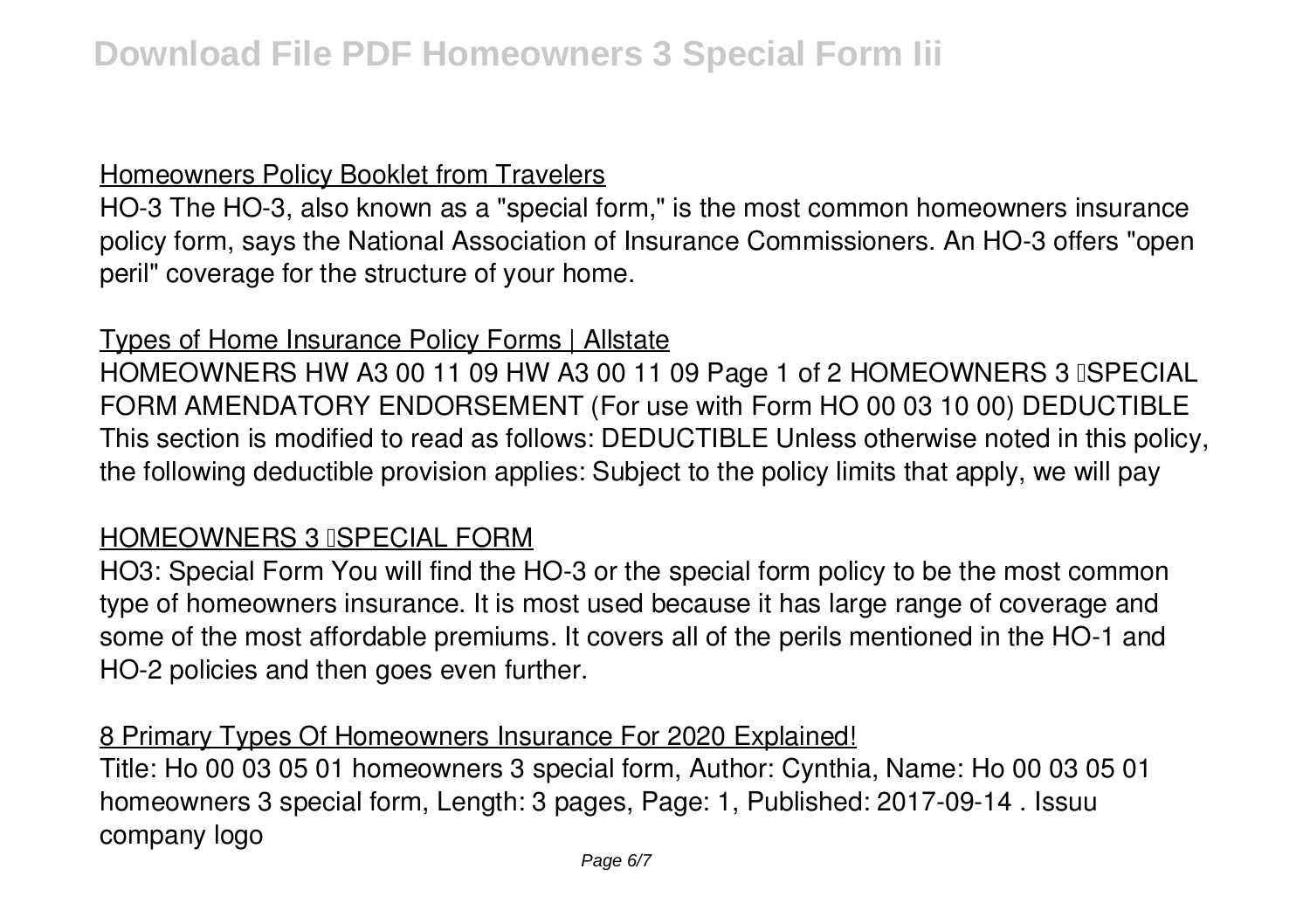## Homeowners Policy Booklet from Travelers

HO-3 The HO-3, also known as a "special form," is the most common homeowners insurance policy form, says the National Association of Insurance Commissioners. An HO-3 offers "open peril" coverage for the structure of your home.

## Types of Home Insurance Policy Forms | Allstate

HOMEOWNERS HW A3 00 11 09 HW A3 00 11 09 Page 1 of 2 HOMEOWNERS 3 –SPECIAL FORM AMENDATORY ENDORSEMENT (For use with Form HO 00 03 10 00) DEDUCTIBLE This section is modified to read as follows: DEDUCTIBLE Unless otherwise noted in this policy, the following deductible provision applies: Subject to the policy limits that apply, we will pay

## HOMEOWNERS 3 –SPECIAL FORM

HO3: Special Form You will find the HO-3 or the special form policy to be the most common type of homeowners insurance. It is most used because it has large range of coverage and some of the most affordable premiums. It covers all of the perils mentioned in the HO-1 and HO-2 policies and then goes even further.

## 8 Primary Types Of Homeowners Insurance For 2020 Explained!

Title: Ho 00 03 05 01 homeowners 3 special form, Author: Cynthia, Name: Ho 00 03 05 01 homeowners 3 special form, Length: 3 pages, Page: 1, Published: 2017-09-14 . Issuu company logo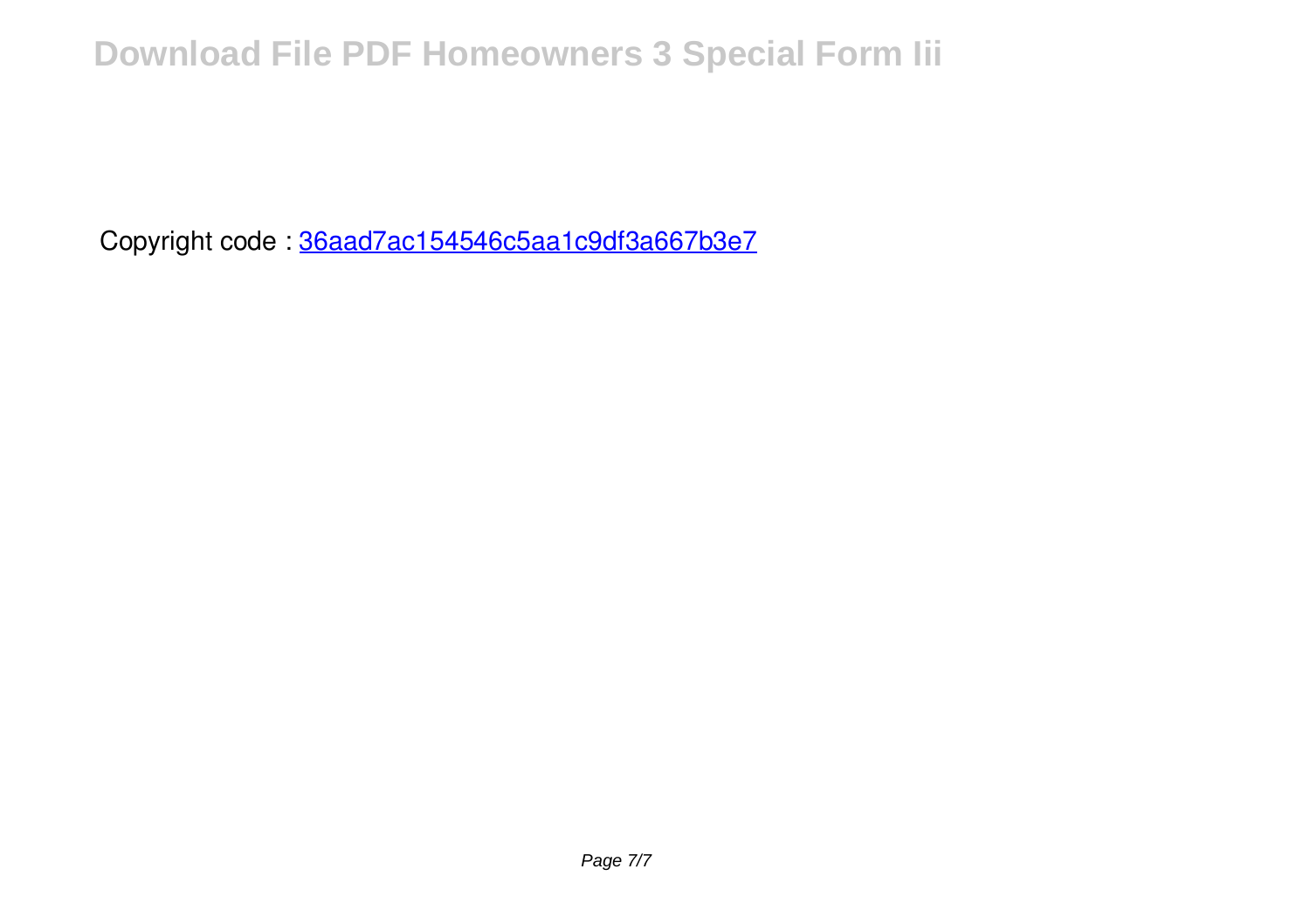Copyright code : [36aad7ac154546c5aa1c9df3a667b3e7]